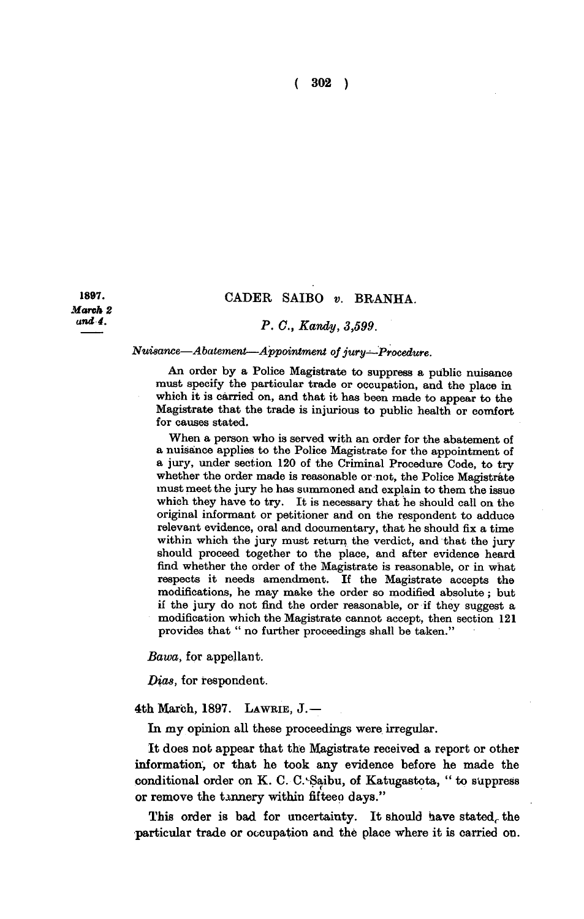1897.
*March 2 and 4.*

## CADER SAIBO *v.* BRANHA.

### *P. C., Kandy, 3,599.*

*Nuisance—Abatement—Appointment of jury—Procedure.*

An order by a Police Magistrate to suppress a public nuisance must specify the particular trade or occupation, and the place in which it is carried on, and that it has been made to appear to the Magistrate that the trade is injurious to public health or comfort for causes stated.

When a person who is served with an order for the abatement of a nuisance applies to the Police Magistrate for the appointment of a jury, under section 120 of the Criminal Procedure Code, to try whether the order made is reasonable or not, the Police Magistrate must meet the jury he has summoned and explain to them the issue which they have to try. It is necessary that he should call on the original informant or petitioner and on the respondent to adduce relevant evidence, oral and documentary, that he should fix a time within which the jury must return the verdict, and that the jury should proceed together to the place, and after evidence heard find whether the order of the Magistrate is reasonable, or in what respects it needs amendment. If the Magistrate accepts the modifications, he may make the order so modified absolute; but if the jury do not find the order reasonable, or if they suggest a modification which the Magistrate cannot accept, then section 121 provides that " no further proceedings shall be taken."

*Bawa*, for appellant.

*Dias*, for respondent.

4th March, 1897. LAWRIE, J.—

In my opinion all these proceedings were irregular.

It does not appear that the Magistrate received a report or other information, or that he took any evidence before he made the conditional order on K. C. C. Saibu, of Katugastota, " to suppress or remove the tannery within fifteen days."

This order is bad for uncertainty. It should have stated, the particular trade or occupation and the place where it is carried on.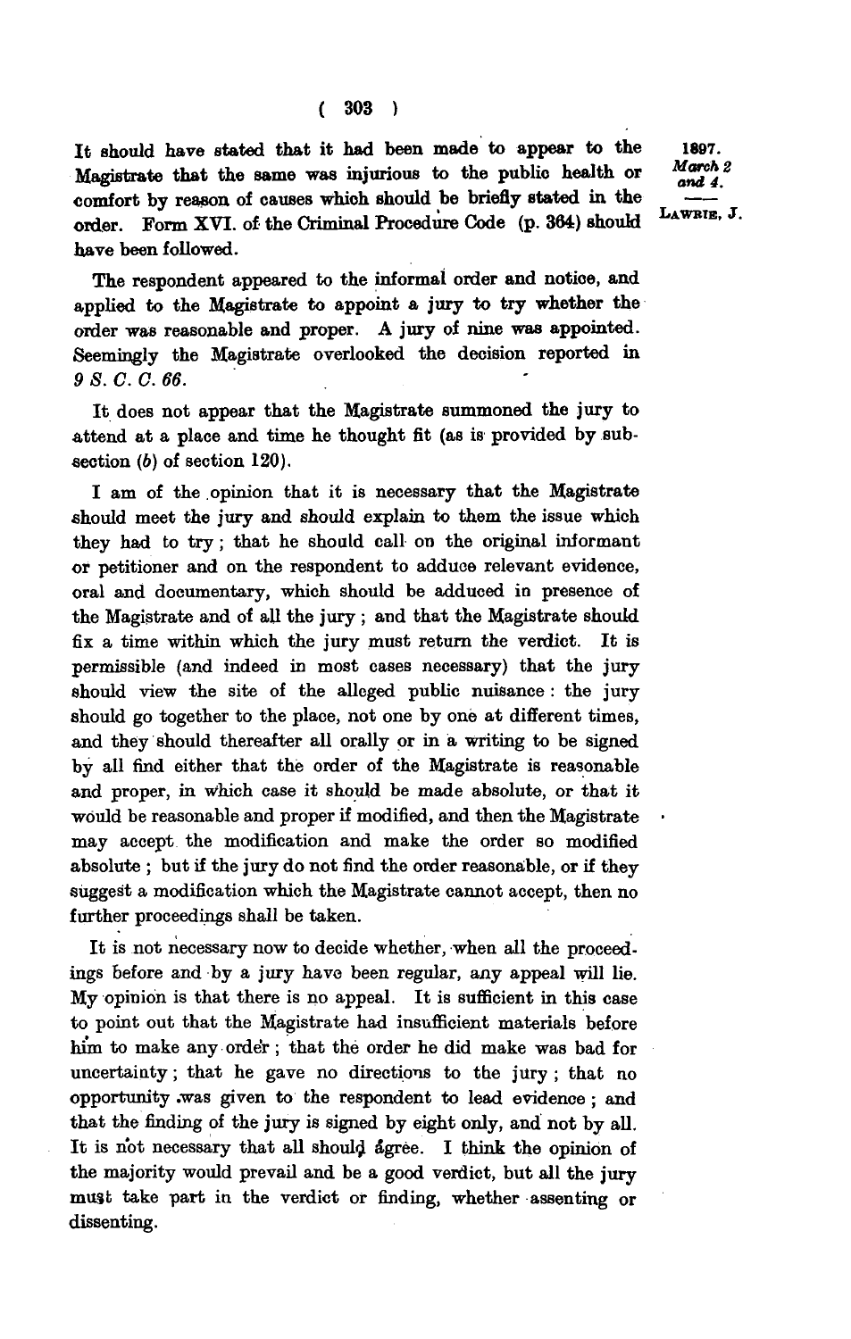It should have stated that it had been made to appear to the Magistrate that the same was injurious to the public health or comfort by reason of causes which should be briefly stated in the order. Form XVI. of the Criminal Procedure Code (p. 364) should have been followed.

1897.
*March 2 and 4.*

LAWRIE, J.

The respondent appeared to the informal order and notice, and applied to the Magistrate to appoint a jury to try whether the order was reasonable and proper. A jury of nine was appointed. Seemingly the Magistrate overlooked the decision reported in *9 S. C. C. 66.*

It does not appear that the Magistrate summoned the jury to attend at a place and time he thought fit (as is provided by subsection (*b*) of section 120).

I am of the opinion that it is necessary that the Magistrate should meet the jury and should explain to them the issue which they had to try; that he should call on the original informant or petitioner and on the respondent to adduce relevant evidence, oral and documentary, which should be adduced in presence of the Magistrate and of all the jury; and that the Magistrate should fix a time within which the jury must return the verdict. It is permissible (and indeed in most cases necessary) that the jury should view the site of the alleged public nuisance: the jury should go together to the place, not one by one at different times, and they should thereafter all orally or in a writing to be signed by all find either that the order of the Magistrate is reasonable and proper, in which case it should be made absolute, or that it would be reasonable and proper if modified, and then the Magistrate may accept the modification and make the order so modified absolute; but if the jury do not find the order reasonable, or if they suggest a modification which the Magistrate cannot accept, then no further proceedings shall be taken.

It is not necessary now to decide whether, when all the proceedings before and by a jury have been regular, any appeal will lie. My opinion is that there is no appeal. It is sufficient in this case to point out that the Magistrate had insufficient materials before him to make any order; that the order he did make was bad for uncertainty; that he gave no directions to the jury; that no opportunity was given to the respondent to lead evidence; and that the finding of the jury is signed by eight only, and not by all. It is not necessary that all should agree. I think the opinion of the majority would prevail and be a good verdict, but all the jury must take part in the verdict or finding, whether assenting or dissenting.